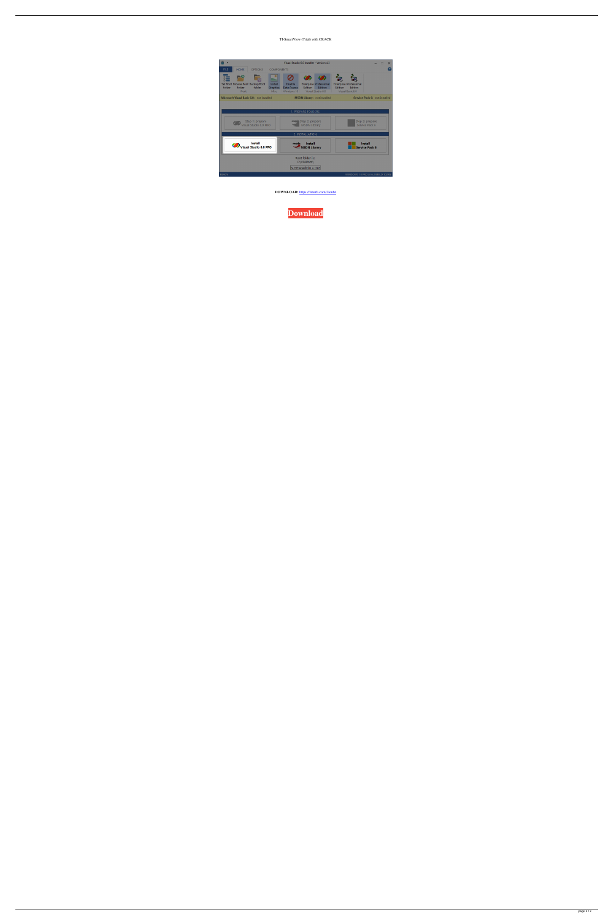TI-SmartView (Trial) with CRACK

**DOWNLOAD:** https://tinurli.com/2iombz

**Download**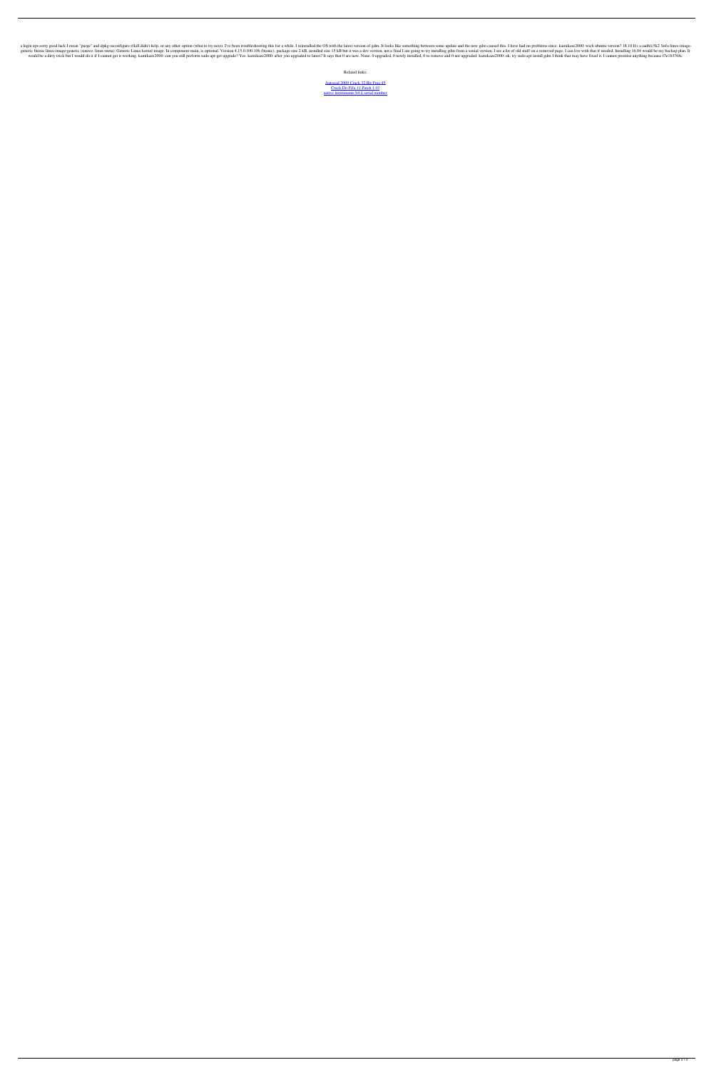a login ups sorry good luck I mean "purge" and dpkg-reconfigure rfkill didn't help, or any other option (what to try next). I've been troubleshooting this for a while. I reinstalled the OS with the latest version of gdm. It looks like something between some update and the new gdm caused this. I have had no problems since. kamikaze2000: wich ubuntu version? 18.10 It's a zadd/c5k2 3info linux-image-generic bionic linux-image-generic (source: linux-meta): Generic Linux kernel image. In component main, is optional. Version 4.15.0.100.106 (bionic), package size 2 kB, installed size 15 kB but it was a dev version, not a final I am going to try installing gdm from a serial version. I see a lot of old stuff on a removed page. I can live with that if needed. Installing 16.04 would be my backup plan. It would be a dirty trick but I would do it if I cannot get it working. kamikaze2000: can you still perform sudo apt-get upgrade? Yes. kamikaze2000: after you upgraded to latest? It says that 0 are new. None. 0 upgraded, 0 newly installed, 0 to remove and 0 not upgraded. kamikaze2000: ok, try sudo apt install gdm I think that may have fixed it. I cannot promise anything because f3e1b3768c

Related links:

Autocad 2009 Crack 32 Bit Free 45
Crack Do Fifa 11 Patch 1.01
native instruments b4 ii serial number